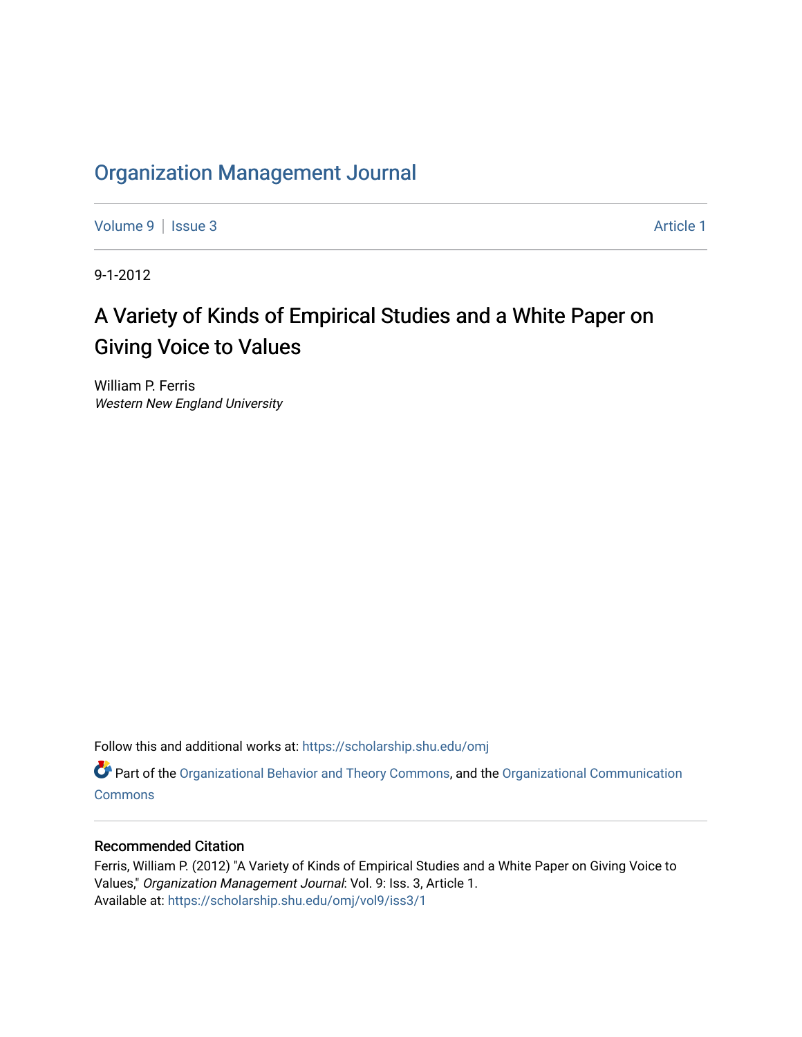# Organization Management Journal

Volume 9 | Issue 3 Article 1

9-1-2012

## A Variety of Kinds of Empirical Studies and a White Paper on Giving Voice to Values

William P. Ferris
*Western New England University*

Follow this and additional works at: https://scholarship.shu.edu/omj

Part of the Organizational Behavior and Theory Commons, and the Organizational Communication Commons

### Recommended Citation

Ferris, William P. (2012) "A Variety of Kinds of Empirical Studies and a White Paper on Giving Voice to Values," *Organization Management Journal*: Vol. 9: Iss. 3, Article 1.
Available at: https://scholarship.shu.edu/omj/vol9/iss3/1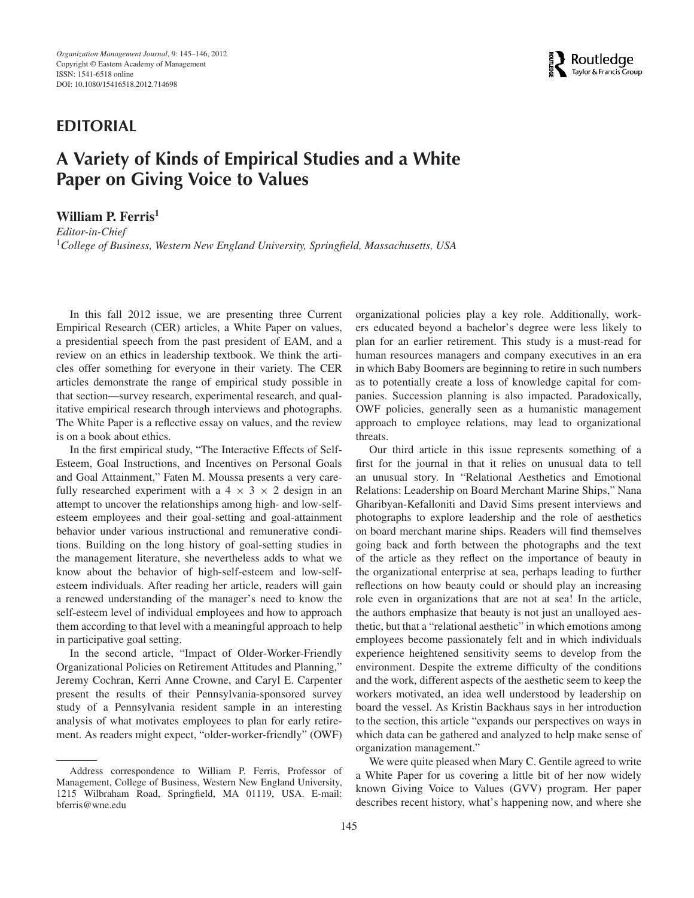## EDITORIAL

# A Variety of Kinds of Empirical Studies and a White Paper on Giving Voice to Values

**William P. Ferris**[1]

*Editor-in-Chief*

[1]*College of Business, Western New England University, Springfield, Massachusetts, USA*

In this fall 2012 issue, we are presenting three Current Empirical Research (CER) articles, a White Paper on values, a presidential speech from the past president of EAM, and a review on an ethics in leadership textbook. We think the articles offer something for everyone in their variety. The CER articles demonstrate the range of empirical study possible in that section—survey research, experimental research, and qualitative empirical research through interviews and photographs. The White Paper is a reflective essay on values, and the review is on a book about ethics.

In the first empirical study, "The Interactive Effects of Self-Esteem, Goal Instructions, and Incentives on Personal Goals and Goal Attainment," Faten M. Moussa presents a very carefully researched experiment with a $4 \times 3 \times 2$ design in an attempt to uncover the relationships among high- and low-self-esteem employees and their goal-setting and goal-attainment behavior under various instructional and remunerative conditions. Building on the long history of goal-setting studies in the management literature, she nevertheless adds to what we know about the behavior of high-self-esteem and low-self-esteem individuals. After reading her article, readers will gain a renewed understanding of the manager's need to know the self-esteem level of individual employees and how to approach them according to that level with a meaningful approach to help in participative goal setting.

In the second article, "Impact of Older-Worker-Friendly Organizational Policies on Retirement Attitudes and Planning," Jeremy Cochran, Kerri Anne Crowne, and Caryl E. Carpenter present the results of their Pennsylvania-sponsored survey study of a Pennsylvania resident sample in an interesting analysis of what motivates employees to plan for early retirement. As readers might expect, "older-worker-friendly" (OWF) organizational policies play a key role. Additionally, workers educated beyond a bachelor's degree were less likely to plan for an earlier retirement. This study is a must-read for human resources managers and company executives in an era in which Baby Boomers are beginning to retire in such numbers as to potentially create a loss of knowledge capital for companies. Succession planning is also impacted. Paradoxically, OWF policies, generally seen as a humanistic management approach to employee relations, may lead to organizational threats.

Our third article in this issue represents something of a first for the journal in that it relies on unusual data to tell an unusual story. In "Relational Aesthetics and Emotional Relations: Leadership on Board Merchant Marine Ships," Nana Gharibyan-Kefalloniti and David Sims present interviews and photographs to explore leadership and the role of aesthetics on board merchant marine ships. Readers will find themselves going back and forth between the photographs and the text of the article as they reflect on the importance of beauty in the organizational enterprise at sea, perhaps leading to further reflections on how beauty could or should play an increasing role even in organizations that are not at sea! In the article, the authors emphasize that beauty is not just an unalloyed aesthetic, but that a "relational aesthetic" in which emotions among employees become passionately felt and in which individuals experience heightened sensitivity seems to develop from the environment. Despite the extreme difficulty of the conditions and the work, different aspects of the aesthetic seem to keep the workers motivated, an idea well understood by leadership on board the vessel. As Kristin Backhaus says in her introduction to the section, this article "expands our perspectives on ways in which data can be gathered and analyzed to help make sense of organization management."

We were quite pleased when Mary C. Gentile agreed to write a White Paper for us covering a little bit of her now widely known Giving Voice to Values (GVV) program. Her paper describes recent history, what's happening now, and where she

Address correspondence to William P. Ferris, Professor of Management, College of Business, Western New England University, 1215 Wilbraham Road, Springfield, MA 01119, USA. E-mail: bferris@wne.edu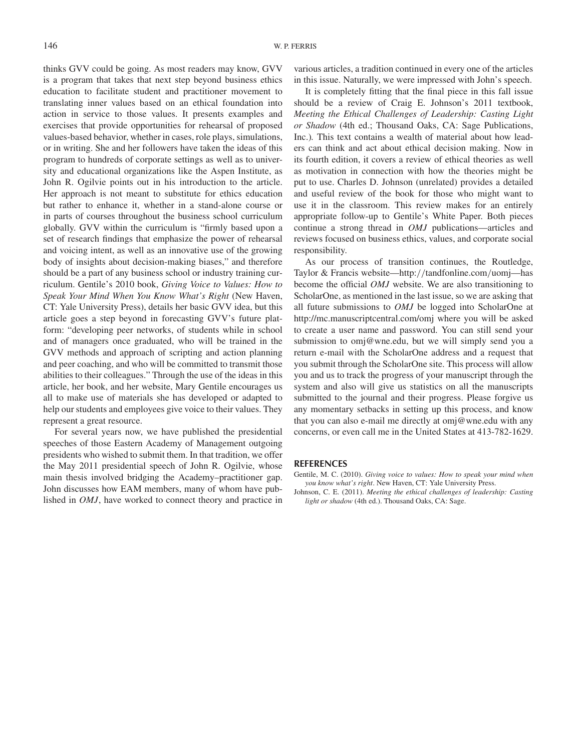thinks GVV could be going. As most readers may know, GVV is a program that takes that next step beyond business ethics education to facilitate student and practitioner movement to translating inner values based on an ethical foundation into action in service to those values. It presents examples and exercises that provide opportunities for rehearsal of proposed values-based behavior, whether in cases, role plays, simulations, or in writing. She and her followers have taken the ideas of this program to hundreds of corporate settings as well as to university and educational organizations like the Aspen Institute, as John R. Ogilvie points out in his introduction to the article. Her approach is not meant to substitute for ethics education but rather to enhance it, whether in a stand-alone course or in parts of courses throughout the business school curriculum globally. GVV within the curriculum is "firmly based upon a set of research findings that emphasize the power of rehearsal and voicing intent, as well as an innovative use of the growing body of insights about decision-making biases," and therefore should be a part of any business school or industry training curriculum. Gentile's 2010 book, *Giving Voice to Values: How to Speak Your Mind When You Know What's Right* (New Haven, CT: Yale University Press), details her basic GVV idea, but this article goes a step beyond in forecasting GVV's future platform: "developing peer networks, of students while in school and of managers once graduated, who will be trained in the GVV methods and approach of scripting and action planning and peer coaching, and who will be committed to transmit those abilities to their colleagues." Through the use of the ideas in this article, her book, and her website, Mary Gentile encourages us all to make use of materials she has developed or adapted to help our students and employees give voice to their values. They represent a great resource.

For several years now, we have published the presidential speeches of those Eastern Academy of Management outgoing presidents who wished to submit them. In that tradition, we offer the May 2011 presidential speech of John R. Ogilvie, whose main thesis involved bridging the Academy–practitioner gap. John discusses how EAM members, many of whom have published in *OMJ*, have worked to connect theory and practice in various articles, a tradition continued in every one of the articles in this issue. Naturally, we were impressed with John's speech.

It is completely fitting that the final piece in this fall issue should be a review of Craig E. Johnson's 2011 textbook, *Meeting the Ethical Challenges of Leadership: Casting Light or Shadow* (4th ed.; Thousand Oaks, CA: Sage Publications, Inc.). This text contains a wealth of material about how leaders can think and act about ethical decision making. Now in its fourth edition, it covers a review of ethical theories as well as motivation in connection with how the theories might be put to use. Charles D. Johnson (unrelated) provides a detailed and useful review of the book for those who might want to use it in the classroom. This review makes for an entirely appropriate follow-up to Gentile's White Paper. Both pieces continue a strong thread in *OMJ* publications—articles and reviews focused on business ethics, values, and corporate social responsibility.

As our process of transition continues, the Routledge, Taylor & Francis website—http://tandfonline.com/uomj—has become the official *OMJ* website. We are also transitioning to ScholarOne, as mentioned in the last issue, so we are asking that all future submissions to *OMJ* be logged into ScholarOne at http://mc.manuscriptcentral.com/omj where you will be asked to create a user name and password. You can still send your submission to omj@wne.edu, but we will simply send you a return e-mail with the ScholarOne address and a request that you submit through the ScholarOne site. This process will allow you and us to track the progress of your manuscript through the system and also will give us statistics on all the manuscripts submitted to the journal and their progress. Please forgive us any momentary setbacks in setting up this process, and know that you can also e-mail me directly at omj@wne.edu with any concerns, or even call me in the United States at 413-782-1629.

## REFERENCES

Gentile, M. C. (2010). *Giving voice to values: How to speak your mind when you know what's right*. New Haven, CT: Yale University Press.

Johnson, C. E. (2011). *Meeting the ethical challenges of leadership: Casting light or shadow* (4th ed.). Thousand Oaks, CA: Sage.